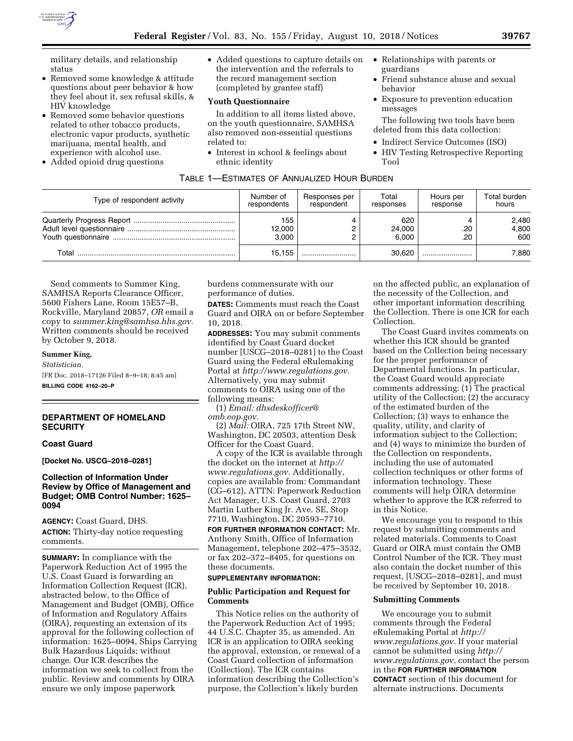military details, and relationship status

- Removed some knowledge & attitude questions about peer behavior & how they feel about it, sex refusal skills, & HIV knowledge
- Removed some behavior questions related to other tobacco products, electronic vapor products, synthetic marijuana, mental health, and experience with alcohol use.
- Added opioid drug questions
- Added questions to capture details on the intervention and the referrals to the record management section (completed by grantee staff)

**Youth Questionnaire**

In addition to all items listed above, on the youth questionnaire, SAMHSA also removed non-essential questions related to:

- Interest in school & feelings about ethnic identity
- Relationships with parents or guardians
- Friend substance abuse and sexual behavior
- Exposure to prevention education messages

The following two tools have been deleted from this data collection:

- Indirect Service Outcomes (ISO)
- HIV Testing Retrospective Reporting Tool

TABLE 1—ESTIMATES OF ANNUALIZED HOUR BURDEN

| Type of respondent activity | Number of respondents | Responses per respondent | Total responses | Hours per response | Total burden hours |
|---|---|---|---|---|---|
| Quarterly Progress Report | 155 | 4 | 620 | 4 | 2,480 |
| Adult level questionnaire | 12,000 | 2 | 24,000 | .20 | 4,800 |
| Youth questionnaire | 3,000 | 2 | 6,000 | .20 | 600 |
| Total | 15,155 | | 30,620 | | 7,880 |

Send comments to Summer King, SAMHSA Reports Clearance Officer, 5600 Fishers Lane, Room 15E57–B, Rockville, Maryland 20857, *OR* email a copy to *summer.king@samhsa.hhs.gov.* Written comments should be received by October 9, 2018.

**Summer King,**

*Statistician.*

[FR Doc. 2018–17126 Filed 8–9–18; 8:45 am]

**BILLING CODE 4162–20–P**

## DEPARTMENT OF HOMELAND SECURITY

### Coast Guard

**[Docket No. USCG–2018–0281]**

### Collection of Information Under Review by Office of Management and Budget; OMB Control Number: 1625–0094

**AGENCY:** Coast Guard, DHS.

**ACTION:** Thirty-day notice requesting comments.

**SUMMARY:** In compliance with the Paperwork Reduction Act of 1995 the U.S. Coast Guard is forwarding an Information Collection Request (ICR), abstracted below, to the Office of Management and Budget (OMB), Office of Information and Regulatory Affairs (OIRA), requesting an extension of its approval for the following collection of information: 1625–0094, Ships Carrying Bulk Hazardous Liquids; without change. Our ICR describes the information we seek to collect from the public. Review and comments by OIRA ensure we only impose paperwork burdens commensurate with our performance of duties.

**DATES:** Comments must reach the Coast Guard and OIRA on or before September 10, 2018.

**ADDRESSES:** You may submit comments identified by Coast Guard docket number [USCG–2018–0281] to the Coast Guard using the Federal eRulemaking Portal at *http://www.regulations.gov.* Alternatively, you may submit comments to OIRA using one of the following means:

(1) *Email: dhsdeskofficer@omb.eop.gov.*

(2) *Mail:* OIRA, 725 17th Street NW, Washington, DC 20503, attention Desk Officer for the Coast Guard.

A copy of the ICR is available through the docket on the internet at *http://www.regulations.gov.* Additionally, copies are available from: Commandant (CG–612), ATTN: Paperwork Reduction Act Manager, U.S. Coast Guard, 2703 Martin Luther King Jr. Ave. SE, Stop 7710, Washington, DC 20593–7710.

**FOR FURTHER INFORMATION CONTACT:** Mr. Anthony Smith, Office of Information Management, telephone 202–475–3532, or fax 202–372–8405, for questions on these documents.

**SUPPLEMENTARY INFORMATION:**

**Public Participation and Request for Comments**

This Notice relies on the authority of the Paperwork Reduction Act of 1995; 44 U.S.C. Chapter 35, as amended. An ICR is an application to OIRA seeking the approval, extension, or renewal of a Coast Guard collection of information (Collection). The ICR contains information describing the Collection's purpose, the Collection's likely burden on the affected public, an explanation of the necessity of the Collection, and other important information describing the Collection. There is one ICR for each Collection.

The Coast Guard invites comments on whether this ICR should be granted based on the Collection being necessary for the proper performance of Departmental functions. In particular, the Coast Guard would appreciate comments addressing: (1) The practical utility of the Collection; (2) the accuracy of the estimated burden of the Collection; (3) ways to enhance the quality, utility, and clarity of information subject to the Collection; and (4) ways to minimize the burden of the Collection on respondents, including the use of automated collection techniques or other forms of information technology. These comments will help OIRA determine whether to approve the ICR referred to in this Notice.

We encourage you to respond to this request by submitting comments and related materials. Comments to Coast Guard or OIRA must contain the OMB Control Number of the ICR. They must also contain the docket number of this request, [USCG–2018–0281], and must be received by September 10, 2018.

**Submitting Comments**

We encourage you to submit comments through the Federal eRulemaking Portal at *http://www.regulations.gov.* If your material cannot be submitted using *http://www.regulations.gov,* contact the person in the **FOR FURTHER INFORMATION CONTACT** section of this document for alternate instructions. Documents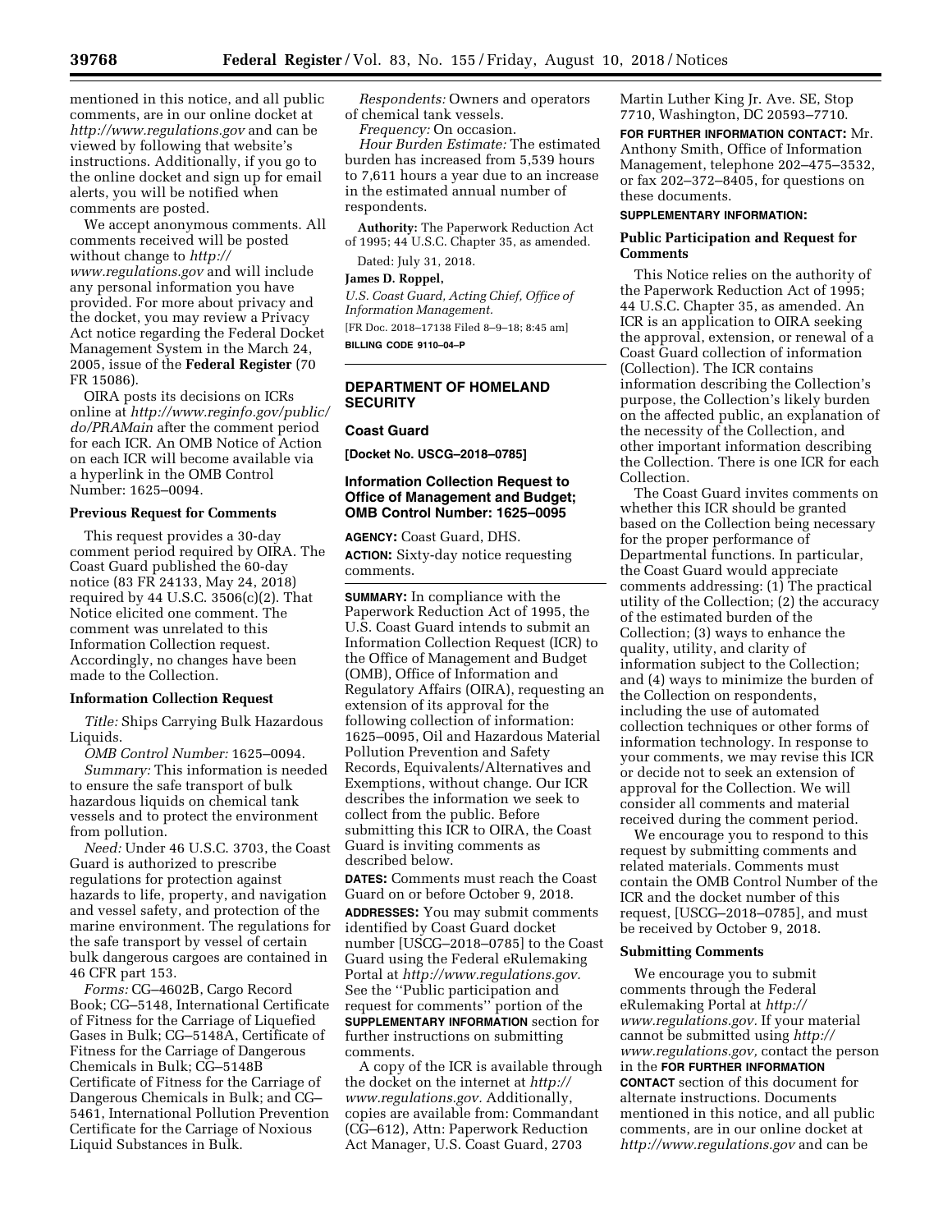mentioned in this notice, and all public comments, are in our online docket at *http://www.regulations.gov* and can be viewed by following that website's instructions. Additionally, if you go to the online docket and sign up for email alerts, you will be notified when comments are posted.

We accept anonymous comments. All comments received will be posted without change to *http://www.regulations.gov* and will include any personal information you have provided. For more about privacy and the docket, you may review a Privacy Act notice regarding the Federal Docket Management System in the March 24, 2005, issue of the **Federal Register** (70 FR 15086).

OIRA posts its decisions on ICRs online at *http://www.reginfo.gov/public/do/PRAMain* after the comment period for each ICR. An OMB Notice of Action on each ICR will become available via a hyperlink in the OMB Control Number: 1625–0094.

### Previous Request for Comments

This request provides a 30-day comment period required by OIRA. The Coast Guard published the 60-day notice (83 FR 24133, May 24, 2018) required by 44 U.S.C. 3506(c)(2). That Notice elicited one comment. The comment was unrelated to this Information Collection request. Accordingly, no changes have been made to the Collection.

### Information Collection Request

*Title:* Ships Carrying Bulk Hazardous Liquids.

*OMB Control Number:* 1625–0094.

*Summary:* This information is needed to ensure the safe transport of bulk hazardous liquids on chemical tank vessels and to protect the environment from pollution.

*Need:* Under 46 U.S.C. 3703, the Coast Guard is authorized to prescribe regulations for protection against hazards to life, property, and navigation and vessel safety, and protection of the marine environment. The regulations for the safe transport by vessel of certain bulk dangerous cargoes are contained in 46 CFR part 153.

*Forms:* CG–4602B, Cargo Record Book; CG–5148, International Certificate of Fitness for the Carriage of Liquefied Gases in Bulk; CG–5148A, Certificate of Fitness for the Carriage of Dangerous Chemicals in Bulk; CG–5148B Certificate of Fitness for the Carriage of Dangerous Chemicals in Bulk; and CG–5461, International Pollution Prevention Certificate for the Carriage of Noxious Liquid Substances in Bulk.

*Respondents:* Owners and operators of chemical tank vessels.

*Frequency:* On occasion.

*Hour Burden Estimate:* The estimated burden has increased from 5,539 hours to 7,611 hours a year due to an increase in the estimated annual number of respondents.

**Authority:** The Paperwork Reduction Act of 1995; 44 U.S.C. Chapter 35, as amended.

Dated: July 31, 2018.

**James D. Roppel,**

*U.S. Coast Guard, Acting Chief, Office of Information Management.*

[FR Doc. 2018–17138 Filed 8–9–18; 8:45 am]

**BILLING CODE 9110–04–P**

---

## DEPARTMENT OF HOMELAND SECURITY

### Coast Guard

**[Docket No. USCG–2018–0785]**

## Information Collection Request to Office of Management and Budget; OMB Control Number: 1625–0095

**AGENCY:** Coast Guard, DHS.

**ACTION:** Sixty-day notice requesting comments.

**SUMMARY:** In compliance with the Paperwork Reduction Act of 1995, the U.S. Coast Guard intends to submit an Information Collection Request (ICR) to the Office of Management and Budget (OMB), Office of Information and Regulatory Affairs (OIRA), requesting an extension of its approval for the following collection of information: 1625–0095, Oil and Hazardous Material Pollution Prevention and Safety Records, Equivalents/Alternatives and Exemptions, without change. Our ICR describes the information we seek to collect from the public. Before submitting this ICR to OIRA, the Coast Guard is inviting comments as described below.

**DATES:** Comments must reach the Coast Guard on or before October 9, 2018.

**ADDRESSES:** You may submit comments identified by Coast Guard docket number [USCG–2018–0785] to the Coast Guard using the Federal eRulemaking Portal at *http://www.regulations.gov.* See the ''Public participation and request for comments'' portion of the **SUPPLEMENTARY INFORMATION** section for further instructions on submitting comments.

A copy of the ICR is available through the docket on the internet at *http://www.regulations.gov.* Additionally, copies are available from: Commandant (CG–612), Attn: Paperwork Reduction Act Manager, U.S. Coast Guard, 2703 Martin Luther King Jr. Ave. SE, Stop 7710, Washington, DC 20593–7710.

**FOR FURTHER INFORMATION CONTACT:** Mr. Anthony Smith, Office of Information Management, telephone 202–475–3532, or fax 202–372–8405, for questions on these documents.

**SUPPLEMENTARY INFORMATION:**

### Public Participation and Request for Comments

This Notice relies on the authority of the Paperwork Reduction Act of 1995; 44 U.S.C. Chapter 35, as amended. An ICR is an application to OIRA seeking the approval, extension, or renewal of a Coast Guard collection of information (Collection). The ICR contains information describing the Collection's purpose, the Collection's likely burden on the affected public, an explanation of the necessity of the Collection, and other important information describing the Collection. There is one ICR for each Collection.

The Coast Guard invites comments on whether this ICR should be granted based on the Collection being necessary for the proper performance of Departmental functions. In particular, the Coast Guard would appreciate comments addressing: (1) The practical utility of the Collection; (2) the accuracy of the estimated burden of the Collection; (3) ways to enhance the quality, utility, and clarity of information subject to the Collection; and (4) ways to minimize the burden of the Collection on respondents, including the use of automated collection techniques or other forms of information technology. In response to your comments, we may revise this ICR or decide not to seek an extension of approval for the Collection. We will consider all comments and material received during the comment period.

We encourage you to respond to this request by submitting comments and related materials. Comments must contain the OMB Control Number of the ICR and the docket number of this request, [USCG–2018–0785], and must be received by October 9, 2018.

### Submitting Comments

We encourage you to submit comments through the Federal eRulemaking Portal at *http://www.regulations.gov.* If your material cannot be submitted using *http://www.regulations.gov,* contact the person in the **FOR FURTHER INFORMATION CONTACT** section of this document for alternate instructions. Documents mentioned in this notice, and all public comments, are in our online docket at *http://www.regulations.gov* and can be